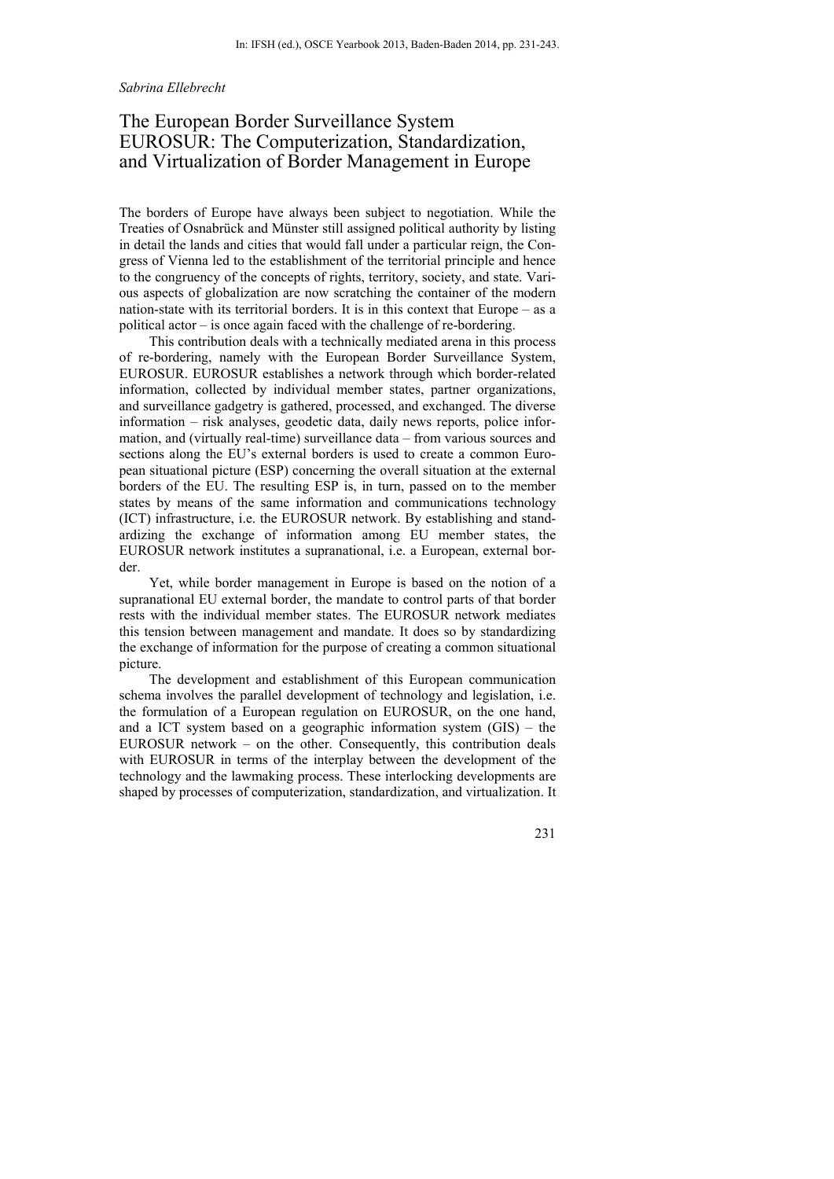*Sabrina Ellebrecht*

# The European Border Surveillance System EUROSUR: The Computerization, Standardization, and Virtualization of Border Management in Europe

The borders of Europe have always been subject to negotiation. While the Treaties of Osnabrück and Münster still assigned political authority by listing in detail the lands and cities that would fall under a particular reign, the Congress of Vienna led to the establishment of the territorial principle and hence to the congruency of the concepts of rights, territory, society, and state. Various aspects of globalization are now scratching the container of the modern nation-state with its territorial borders. It is in this context that Europe – as a political actor – is once again faced with the challenge of re-bordering.

This contribution deals with a technically mediated arena in this process of re-bordering, namely with the European Border Surveillance System, EUROSUR. EUROSUR establishes a network through which border-related information, collected by individual member states, partner organizations, and surveillance gadgetry is gathered, processed, and exchanged. The diverse information – risk analyses, geodetic data, daily news reports, police information, and (virtually real-time) surveillance data – from various sources and sections along the EU's external borders is used to create a common European situational picture (ESP) concerning the overall situation at the external borders of the EU. The resulting ESP is, in turn, passed on to the member states by means of the same information and communications technology (ICT) infrastructure, i.e. the EUROSUR network. By establishing and standardizing the exchange of information among EU member states, the EUROSUR network institutes a supranational, i.e. a European, external border.

Yet, while border management in Europe is based on the notion of a supranational EU external border, the mandate to control parts of that border rests with the individual member states. The EUROSUR network mediates this tension between management and mandate. It does so by standardizing the exchange of information for the purpose of creating a common situational picture.

The development and establishment of this European communication schema involves the parallel development of technology and legislation, i.e. the formulation of a European regulation on EUROSUR, on the one hand, and a ICT system based on a geographic information system (GIS) – the EUROSUR network – on the other. Consequently, this contribution deals with EUROSUR in terms of the interplay between the development of the technology and the lawmaking process. These interlocking developments are shaped by processes of computerization, standardization, and virtualization. It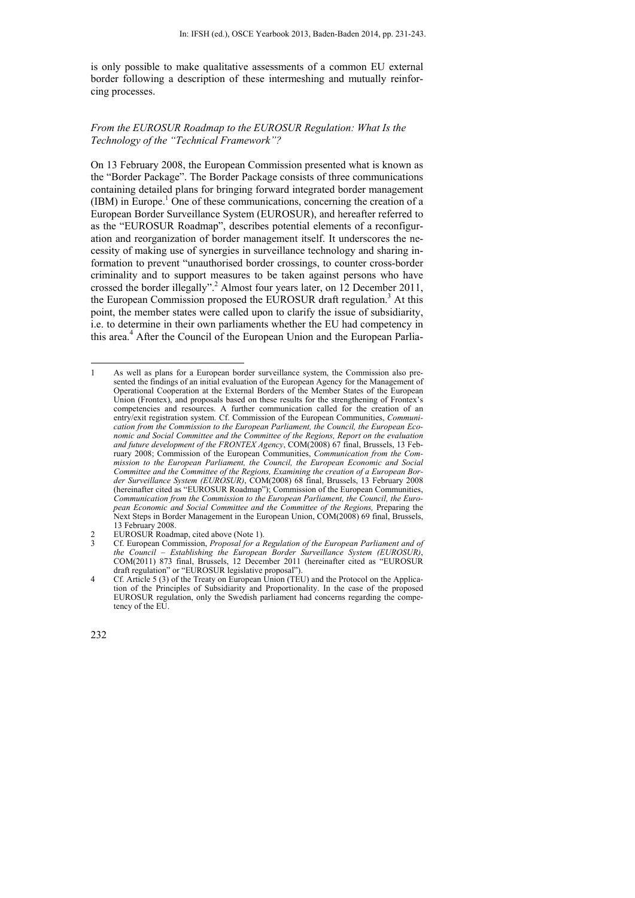is only possible to make qualitative assessments of a common EU external border following a description of these intermeshing and mutually reinforcing processes.

### *From the EUROSUR Roadmap to the EUROSUR Regulation: What Is the Technology of the "Technical Framework"?*

On 13 February 2008, the European Commission presented what is known as the "Border Package". The Border Package consists of three communications containing detailed plans for bringing forward integrated border management (IBM) in Europe.[1] One of these communications, concerning the creation of a European Border Surveillance System (EUROSUR), and hereafter referred to as the "EUROSUR Roadmap", describes potential elements of a reconfiguration and reorganization of border management itself. It underscores the necessity of making use of synergies in surveillance technology and sharing information to prevent "unauthorised border crossings, to counter cross-border criminality and to support measures to be taken against persons who have crossed the border illegally".[2] Almost four years later, on 12 December 2011, the European Commission proposed the EUROSUR draft regulation.[3] At this point, the member states were called upon to clarify the issue of subsidiarity, i.e. to determine in their own parliaments whether the EU had competency in this area.[4] After the Council of the European Union and the European Parlia-

---

1 As well as plans for a European border surveillance system, the Commission also presented the findings of an initial evaluation of the European Agency for the Management of Operational Cooperation at the External Borders of the Member States of the European Union (Frontex), and proposals based on these results for the strengthening of Frontex's competencies and resources. A further communication called for the creation of an entry/exit registration system. Cf. Commission of the European Communities, *Communication from the Commission to the European Parliament, the Council, the European Economic and Social Committee and the Committee of the Regions, Report on the evaluation and future development of the FRONTEX Agency*, COM(2008) 67 final, Brussels, 13 February 2008; Commission of the European Communities, *Communication from the Commission to the European Parliament, the Council, the European Economic and Social Committee and the Committee of the Regions, Examining the creation of a European Border Surveillance System (EUROSUR)*, COM(2008) 68 final, Brussels, 13 February 2008 (hereinafter cited as "EUROSUR Roadmap"); Commission of the European Communities, *Communication from the Commission to the European Parliament, the Council, the European Economic and Social Committee and the Committee of the Regions,* Preparing the Next Steps in Border Management in the European Union, COM(2008) 69 final, Brussels, 13 February 2008.

2 EUROSUR Roadmap, cited above (Note 1).

3 Cf. European Commission, *Proposal for a Regulation of the European Parliament and of the Council – Establishing the European Border Surveillance System (EUROSUR)*, COM(2011) 873 final, Brussels, 12 December 2011 (hereinafter cited as "EUROSUR draft regulation" or "EUROSUR legislative proposal").

4 Cf. Article 5 (3) of the Treaty on European Union (TEU) and the Protocol on the Application of the Principles of Subsidiarity and Proportionality. In the case of the proposed EUROSUR regulation, only the Swedish parliament had concerns regarding the competency of the EU.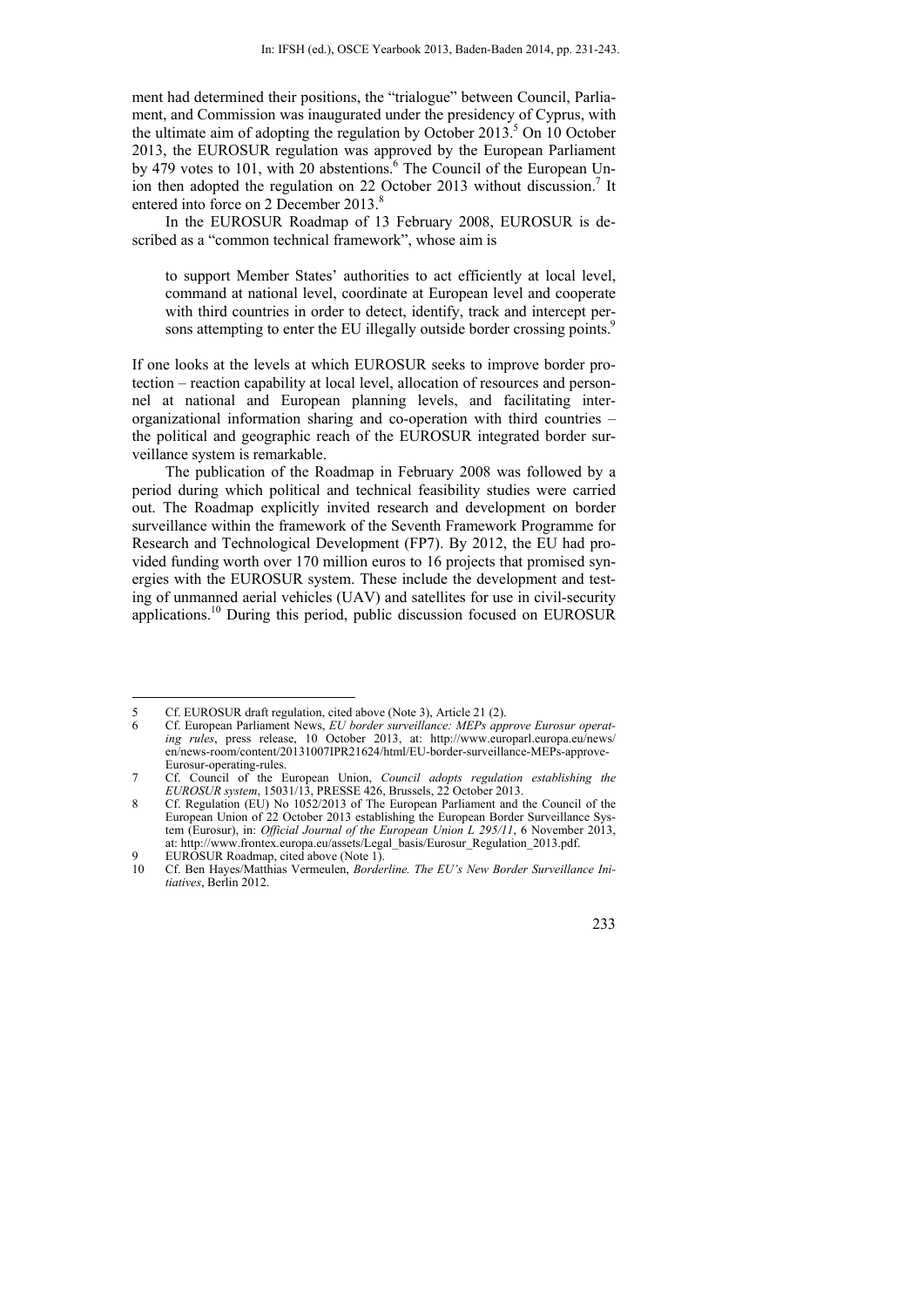ment had determined their positions, the "trialogue" between Council, Parliament, and Commission was inaugurated under the presidency of Cyprus, with the ultimate aim of adopting the regulation by October 2013.[5] On 10 October 2013, the EUROSUR regulation was approved by the European Parliament by 479 votes to 101, with 20 abstentions.[6] The Council of the European Union then adopted the regulation on 22 October 2013 without discussion.[7] It entered into force on 2 December 2013.[8]

In the EUROSUR Roadmap of 13 February 2008, EUROSUR is described as a "common technical framework", whose aim is

> to support Member States' authorities to act efficiently at local level, command at national level, coordinate at European level and cooperate with third countries in order to detect, identify, track and intercept persons attempting to enter the EU illegally outside border crossing points.[9]

If one looks at the levels at which EUROSUR seeks to improve border protection – reaction capability at local level, allocation of resources and personnel at national and European planning levels, and facilitating inter-organizational information sharing and co-operation with third countries – the political and geographic reach of the EUROSUR integrated border surveillance system is remarkable.

The publication of the Roadmap in February 2008 was followed by a period during which political and technical feasibility studies were carried out. The Roadmap explicitly invited research and development on border surveillance within the framework of the Seventh Framework Programme for Research and Technological Development (FP7). By 2012, the EU had provided funding worth over 170 million euros to 16 projects that promised synergies with the EUROSUR system. These include the development and testing of unmanned aerial vehicles (UAV) and satellites for use in civil-security applications.[10] During this period, public discussion focused on EUROSUR

---

5 Cf. EUROSUR draft regulation, cited above (Note 3), Article 21 (2).

6 Cf. European Parliament News, *EU border surveillance: MEPs approve Eurosur operating rules*, press release, 10 October 2013, at: http://www.europarl.europa.eu/news/en/news-room/content/20131007IPR21624/html/EU-border-surveillance-MEPs-approve-Eurosur-operating-rules.

7 Cf. Council of the European Union, *Council adopts regulation establishing the EUROSUR system*, 15031/13, PRESSE 426, Brussels, 22 October 2013.

8 Cf. Regulation (EU) No 1052/2013 of The European Parliament and the Council of the European Union of 22 October 2013 establishing the European Border Surveillance System (Eurosur), in: *Official Journal of the European Union L 295/11*, 6 November 2013, at: http://www.frontex.europa.eu/assets/Legal_basis/Eurosur_Regulation_2013.pdf.

9 EUROSUR Roadmap, cited above (Note 1).

10 Cf. Ben Hayes/Matthias Vermeulen, *Borderline. The EU's New Border Surveillance Initiatives*, Berlin 2012.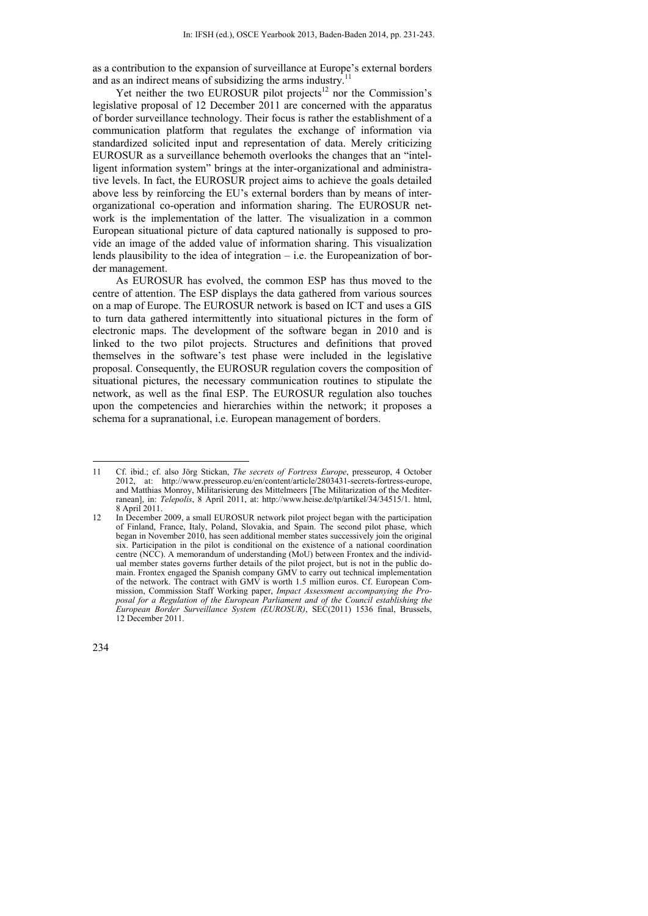as a contribution to the expansion of surveillance at Europe's external borders and as an indirect means of subsidizing the arms industry.[11]

Yet neither the two EUROSUR pilot projects[12] nor the Commission's legislative proposal of 12 December 2011 are concerned with the apparatus of border surveillance technology. Their focus is rather the establishment of a communication platform that regulates the exchange of information via standardized solicited input and representation of data. Merely criticizing EUROSUR as a surveillance behemoth overlooks the changes that an "intelligent information system" brings at the inter-organizational and administrative levels. In fact, the EUROSUR project aims to achieve the goals detailed above less by reinforcing the EU's external borders than by means of inter-organizational co-operation and information sharing. The EUROSUR network is the implementation of the latter. The visualization in a common European situational picture of data captured nationally is supposed to provide an image of the added value of information sharing. This visualization lends plausibility to the idea of integration – i.e. the Europeanization of border management.

As EUROSUR has evolved, the common ESP has thus moved to the centre of attention. The ESP displays the data gathered from various sources on a map of Europe. The EUROSUR network is based on ICT and uses a GIS to turn data gathered intermittently into situational pictures in the form of electronic maps. The development of the software began in 2010 and is linked to the two pilot projects. Structures and definitions that proved themselves in the software's test phase were included in the legislative proposal. Consequently, the EUROSUR regulation covers the composition of situational pictures, the necessary communication routines to stipulate the network, as well as the final ESP. The EUROSUR regulation also touches upon the competencies and hierarchies within the network; it proposes a schema for a supranational, i.e. European management of borders.

---

11 Cf. ibid.; cf. also Jörg Stickan, *The secrets of Fortress Europe*, presseurop, 4 October 2012, at: http://www.presseurop.eu/en/content/article/2803431-secrets-fortress-europe, and Matthias Monroy, Militarisierung des Mittelmeers [The Militarization of the Mediterranean], in: *Telepolis*, 8 April 2011, at: http://www.heise.de/tp/artikel/34/34515/1. html, 8 April 2011.

12 In December 2009, a small EUROSUR network pilot project began with the participation of Finland, France, Italy, Poland, Slovakia, and Spain. The second pilot phase, which began in November 2010, has seen additional member states successively join the original six. Participation in the pilot is conditional on the existence of a national coordination centre (NCC). A memorandum of understanding (MoU) between Frontex and the individual member states governs further details of the pilot project, but is not in the public domain. Frontex engaged the Spanish company GMV to carry out technical implementation of the network. The contract with GMV is worth 1.5 million euros. Cf. European Commission, Commission Staff Working paper, *Impact Assessment accompanying the Proposal for a Regulation of the European Parliament and of the Council establishing the European Border Surveillance System (EUROSUR)*, SEC(2011) 1536 final, Brussels, 12 December 2011.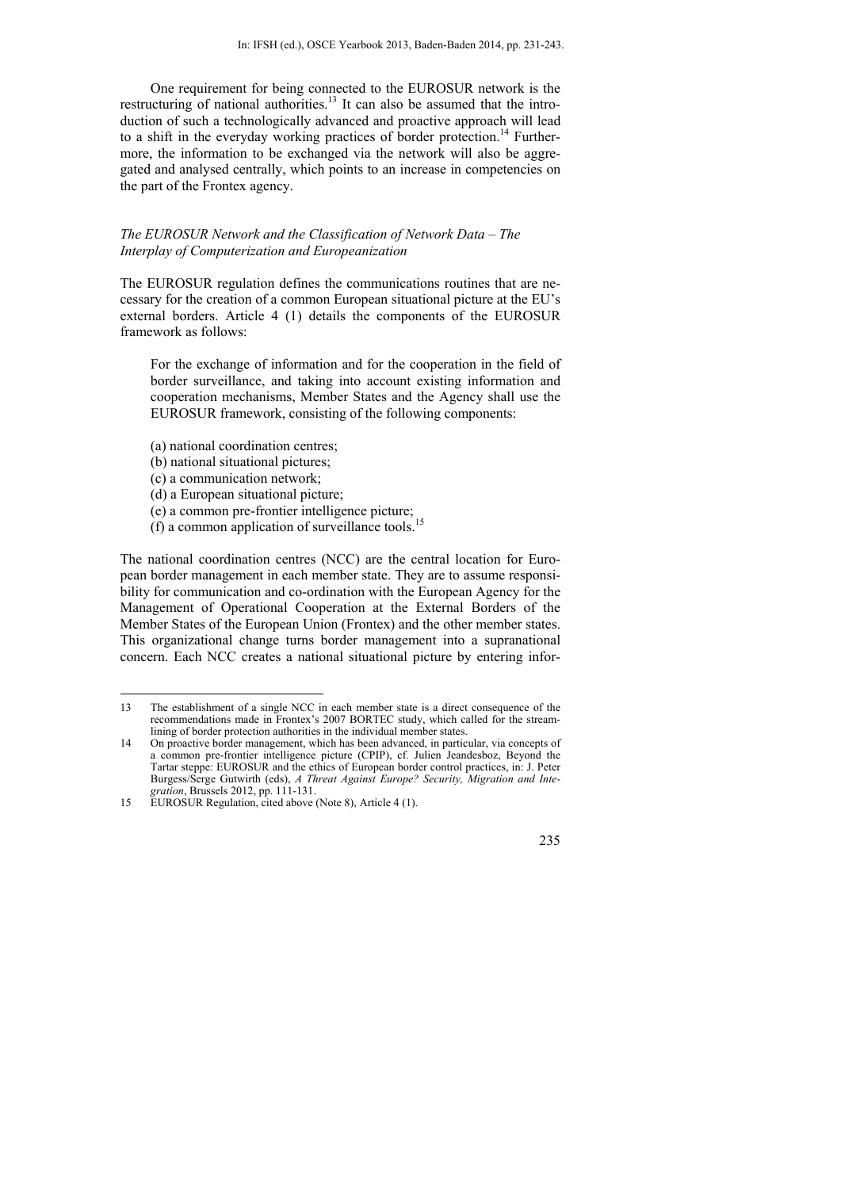One requirement for being connected to the EUROSUR network is the restructuring of national authorities.[13] It can also be assumed that the introduction of such a technologically advanced and proactive approach will lead to a shift in the everyday working practices of border protection.[14] Furthermore, the information to be exchanged via the network will also be aggregated and analysed centrally, which points to an increase in competencies on the part of the Frontex agency.

### *The EUROSUR Network and the Classification of Network Data – The Interplay of Computerization and Europeanization*

The EUROSUR regulation defines the communications routines that are necessary for the creation of a common European situational picture at the EU's external borders. Article 4 (1) details the components of the EUROSUR framework as follows:

> For the exchange of information and for the cooperation in the field of border surveillance, and taking into account existing information and cooperation mechanisms, Member States and the Agency shall use the EUROSUR framework, consisting of the following components:
>
> (a) national coordination centres;
> (b) national situational pictures;
> (c) a communication network;
> (d) a European situational picture;
> (e) a common pre-frontier intelligence picture;
> (f) a common application of surveillance tools.[15]

The national coordination centres (NCC) are the central location for European border management in each member state. They are to assume responsibility for communication and co-ordination with the European Agency for the Management of Operational Cooperation at the External Borders of the Member States of the European Union (Frontex) and the other member states. This organizational change turns border management into a supranational concern. Each NCC creates a national situational picture by entering infor-

---

13 The establishment of a single NCC in each member state is a direct consequence of the recommendations made in Frontex's 2007 BORTEC study, which called for the streamlining of border protection authorities in the individual member states.

14 On proactive border management, which has been advanced, in particular, via concepts of a common pre-frontier intelligence picture (CPIP), cf. Julien Jeandesboz, Beyond the Tartar steppe: EUROSUR and the ethics of European border control practices, in: J. Peter Burgess/Serge Gutwirth (eds), *A Threat Against Europe? Security, Migration and Integration*, Brussels 2012, pp. 111-131.

15 EUROSUR Regulation, cited above (Note 8), Article 4 (1).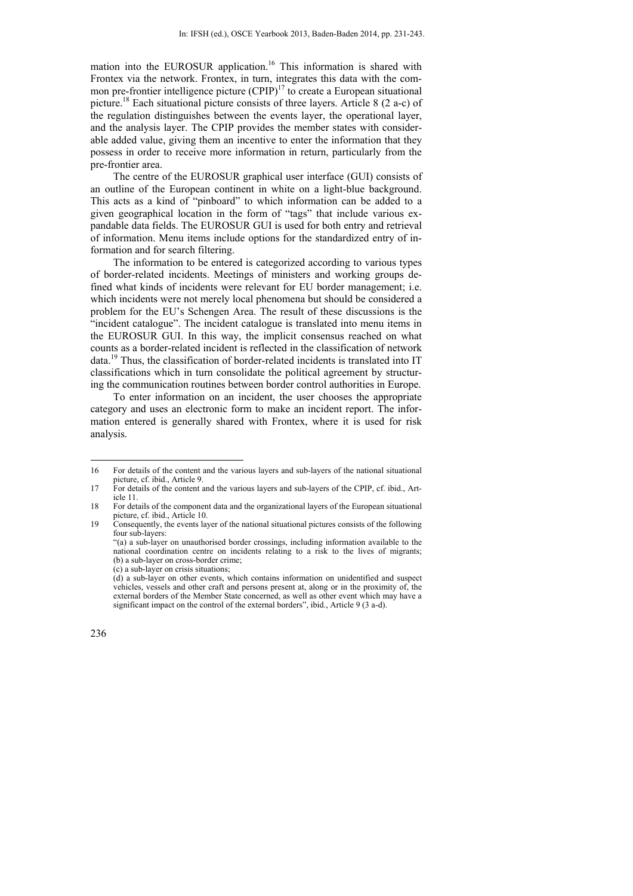mation into the EUROSUR application.[16] This information is shared with Frontex via the network. Frontex, in turn, integrates this data with the common pre-frontier intelligence picture (CPIP)[17] to create a European situational picture.[18] Each situational picture consists of three layers. Article 8 (2 a-c) of the regulation distinguishes between the events layer, the operational layer, and the analysis layer. The CPIP provides the member states with considerable added value, giving them an incentive to enter the information that they possess in order to receive more information in return, particularly from the pre-frontier area.

The centre of the EUROSUR graphical user interface (GUI) consists of an outline of the European continent in white on a light-blue background. This acts as a kind of "pinboard" to which information can be added to a given geographical location in the form of "tags" that include various expandable data fields. The EUROSUR GUI is used for both entry and retrieval of information. Menu items include options for the standardized entry of information and for search filtering.

The information to be entered is categorized according to various types of border-related incidents. Meetings of ministers and working groups defined what kinds of incidents were relevant for EU border management; i.e. which incidents were not merely local phenomena but should be considered a problem for the EU's Schengen Area. The result of these discussions is the "incident catalogue". The incident catalogue is translated into menu items in the EUROSUR GUI. In this way, the implicit consensus reached on what counts as a border-related incident is reflected in the classification of network data.[19] Thus, the classification of border-related incidents is translated into IT classifications which in turn consolidate the political agreement by structuring the communication routines between border control authorities in Europe.

To enter information on an incident, the user chooses the appropriate category and uses an electronic form to make an incident report. The information entered is generally shared with Frontex, where it is used for risk analysis.

---

16 For details of the content and the various layers and sub-layers of the national situational picture, cf. ibid., Article 9.

17 For details of the content and the various layers and sub-layers of the CPIP, cf. ibid., Article 11.

18 For details of the component data and the organizational layers of the European situational picture, cf. ibid., Article 10.

19 Consequently, the events layer of the national situational pictures consists of the following four sub-layers:
"(a) a sub-layer on unauthorised border crossings, including information available to the national coordination centre on incidents relating to a risk to the lives of migrants;
(b) a sub-layer on cross-border crime;
(c) a sub-layer on crisis situations;
(d) a sub-layer on other events, which contains information on unidentified and suspect vehicles, vessels and other craft and persons present at, along or in the proximity of, the external borders of the Member State concerned, as well as other event which may have a significant impact on the control of the external borders", ibid., Article 9 (3 a-d).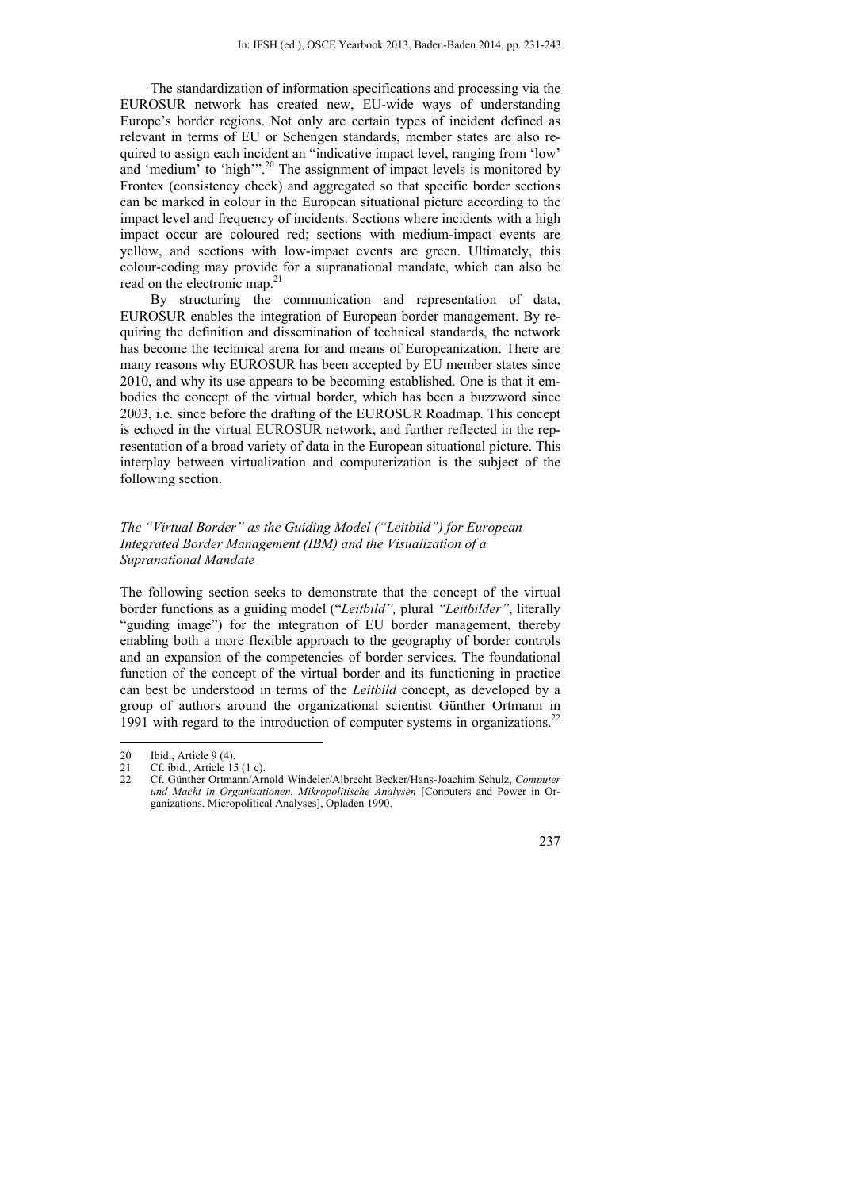The standardization of information specifications and processing via the EUROSUR network has created new, EU-wide ways of understanding Europe's border regions. Not only are certain types of incident defined as relevant in terms of EU or Schengen standards, member states are also required to assign each incident an "indicative impact level, ranging from 'low' and 'medium' to 'high'".[20] The assignment of impact levels is monitored by Frontex (consistency check) and aggregated so that specific border sections can be marked in colour in the European situational picture according to the impact level and frequency of incidents. Sections where incidents with a high impact occur are coloured red; sections with medium-impact events are yellow, and sections with low-impact events are green. Ultimately, this colour-coding may provide for a supranational mandate, which can also be read on the electronic map.[21]

By structuring the communication and representation of data, EUROSUR enables the integration of European border management. By requiring the definition and dissemination of technical standards, the network has become the technical arena for and means of Europeanization. There are many reasons why EUROSUR has been accepted by EU member states since 2010, and why its use appears to be becoming established. One is that it embodies the concept of the virtual border, which has been a buzzword since 2003, i.e. since before the drafting of the EUROSUR Roadmap. This concept is echoed in the virtual EUROSUR network, and further reflected in the representation of a broad variety of data in the European situational picture. This interplay between virtualization and computerization is the subject of the following section.

### *The "Virtual Border" as the Guiding Model ("Leitbild") for European Integrated Border Management (IBM) and the Visualization of a Supranational Mandate*

The following section seeks to demonstrate that the concept of the virtual border functions as a guiding model ("*Leitbild",* plural *"Leitbilder"*, literally "guiding image") for the integration of EU border management, thereby enabling both a more flexible approach to the geography of border controls and an expansion of the competencies of border services. The foundational function of the concept of the virtual border and its functioning in practice can best be understood in terms of the *Leitbild* concept, as developed by a group of authors around the organizational scientist Günther Ortmann in 1991 with regard to the introduction of computer systems in organizations.[22]

---

20 Ibid., Article 9 (4).

21 Cf. ibid., Article 15 (1 c).

22 Cf. Günther Ortmann/Arnold Windeler/Albrecht Becker/Hans-Joachim Schulz, *Computer und Macht in Organisationen. Mikropolitische Analysen* [Conputers and Power in Organizations. Micropolitical Analyses], Opladen 1990.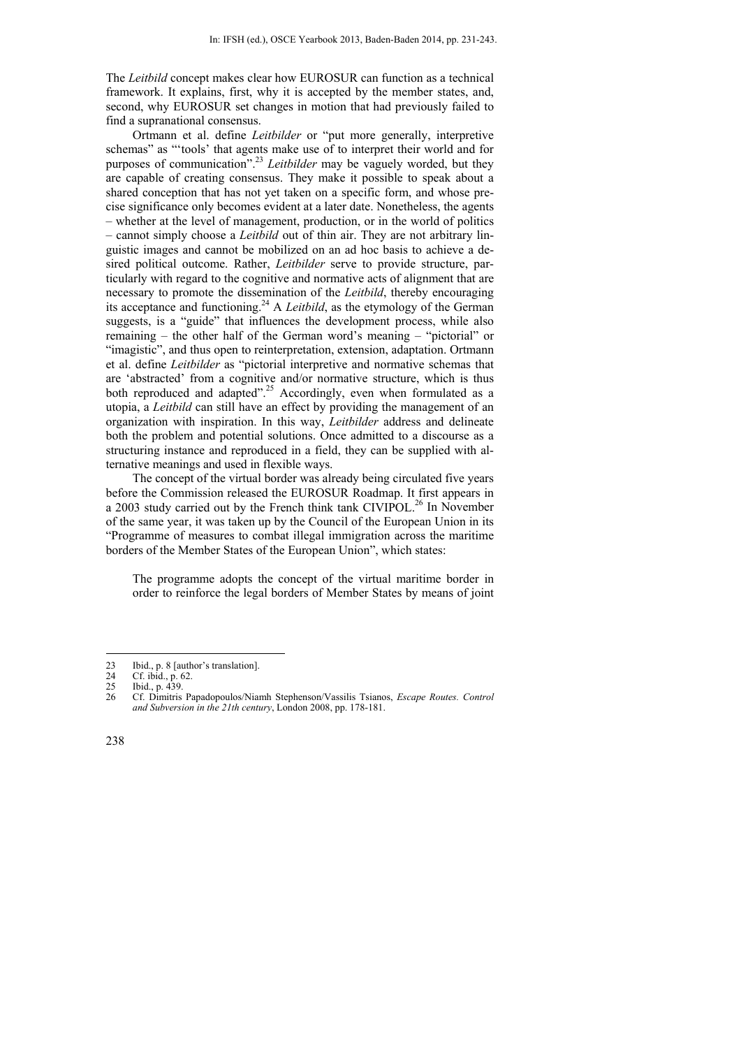The *Leitbild* concept makes clear how EUROSUR can function as a technical framework. It explains, first, why it is accepted by the member states, and, second, why EUROSUR set changes in motion that had previously failed to find a supranational consensus.

Ortmann et al. define *Leitbilder* or "put more generally, interpretive schemas" as "'tools' that agents make use of to interpret their world and for purposes of communication".[23] *Leitbilder* may be vaguely worded, but they are capable of creating consensus. They make it possible to speak about a shared conception that has not yet taken on a specific form, and whose precise significance only becomes evident at a later date. Nonetheless, the agents – whether at the level of management, production, or in the world of politics – cannot simply choose a *Leitbild* out of thin air. They are not arbitrary linguistic images and cannot be mobilized on an ad hoc basis to achieve a desired political outcome. Rather, *Leitbilder* serve to provide structure, particularly with regard to the cognitive and normative acts of alignment that are necessary to promote the dissemination of the *Leitbild*, thereby encouraging its acceptance and functioning.[24] A *Leitbild*, as the etymology of the German suggests, is a "guide" that influences the development process, while also remaining – the other half of the German word's meaning – "pictorial" or "imagistic", and thus open to reinterpretation, extension, adaptation. Ortmann et al. define *Leitbilder* as "pictorial interpretive and normative schemas that are 'abstracted' from a cognitive and/or normative structure, which is thus both reproduced and adapted".[25] Accordingly, even when formulated as a utopia, a *Leitbild* can still have an effect by providing the management of an organization with inspiration. In this way, *Leitbilder* address and delineate both the problem and potential solutions. Once admitted to a discourse as a structuring instance and reproduced in a field, they can be supplied with alternative meanings and used in flexible ways.

The concept of the virtual border was already being circulated five years before the Commission released the EUROSUR Roadmap. It first appears in a 2003 study carried out by the French think tank CIVIPOL.[26] In November of the same year, it was taken up by the Council of the European Union in its "Programme of measures to combat illegal immigration across the maritime borders of the Member States of the European Union", which states:

> The programme adopts the concept of the virtual maritime border in order to reinforce the legal borders of Member States by means of joint

---

23 Ibid., p. 8 [author's translation].

24 Cf. ibid., p. 62.

25 Ibid., p. 439.

26 Cf. Dimitris Papadopoulos/Niamh Stephenson/Vassilis Tsianos, *Escape Routes. Control and Subversion in the 21th century*, London 2008, pp. 178-181.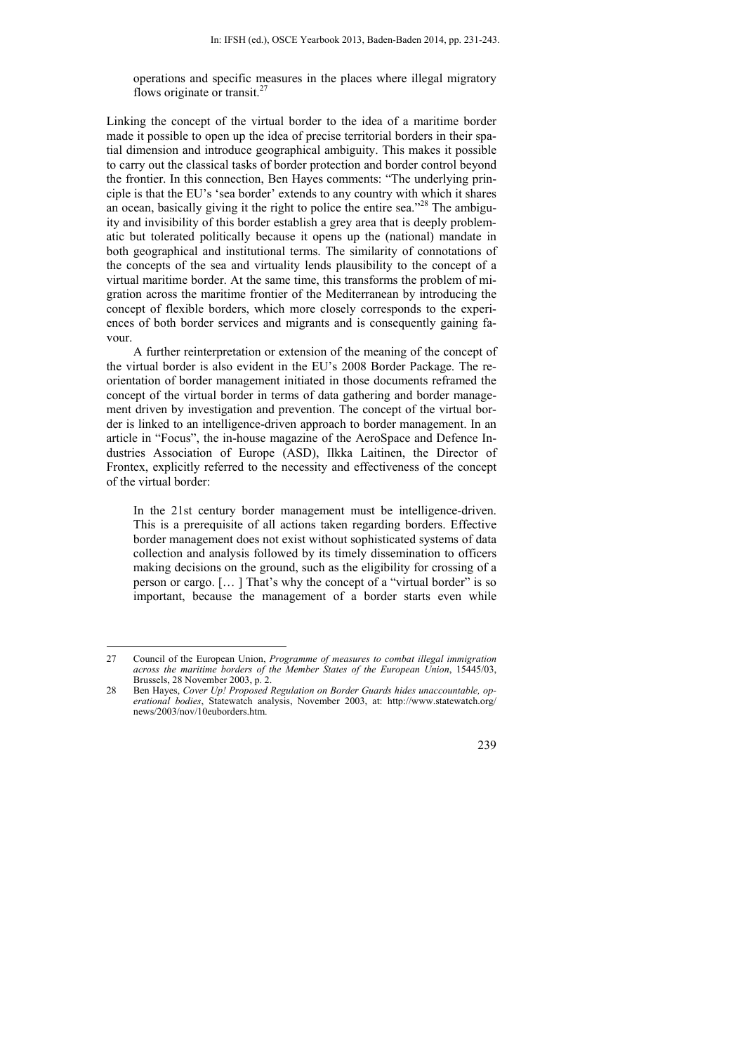operations and specific measures in the places where illegal migratory flows originate or transit.[27]

Linking the concept of the virtual border to the idea of a maritime border made it possible to open up the idea of precise territorial borders in their spatial dimension and introduce geographical ambiguity. This makes it possible to carry out the classical tasks of border protection and border control beyond the frontier. In this connection, Ben Hayes comments: "The underlying principle is that the EU's 'sea border' extends to any country with which it shares an ocean, basically giving it the right to police the entire sea."[28] The ambiguity and invisibility of this border establish a grey area that is deeply problematic but tolerated politically because it opens up the (national) mandate in both geographical and institutional terms. The similarity of connotations of the concepts of the sea and virtuality lends plausibility to the concept of a virtual maritime border. At the same time, this transforms the problem of migration across the maritime frontier of the Mediterranean by introducing the concept of flexible borders, which more closely corresponds to the experiences of both border services and migrants and is consequently gaining favour.

A further reinterpretation or extension of the meaning of the concept of the virtual border is also evident in the EU's 2008 Border Package. The reorientation of border management initiated in those documents reframed the concept of the virtual border in terms of data gathering and border management driven by investigation and prevention. The concept of the virtual border is linked to an intelligence-driven approach to border management. In an article in "Focus", the in-house magazine of the AeroSpace and Defence Industries Association of Europe (ASD), Ilkka Laitinen, the Director of Frontex, explicitly referred to the necessity and effectiveness of the concept of the virtual border:

> In the 21st century border management must be intelligence-driven. This is a prerequisite of all actions taken regarding borders. Effective border management does not exist without sophisticated systems of data collection and analysis followed by its timely dissemination to officers making decisions on the ground, such as the eligibility for crossing of a person or cargo. [… ] That's why the concept of a "virtual border" is so important, because the management of a border starts even while

---

27 Council of the European Union, *Programme of measures to combat illegal immigration across the maritime borders of the Member States of the European Union*, 15445/03, Brussels, 28 November 2003, p. 2.

28 Ben Hayes, *Cover Up! Proposed Regulation on Border Guards hides unaccountable, operational bodies*, Statewatch analysis, November 2003, at: http://www.statewatch.org/news/2003/nov/10euborders.htm.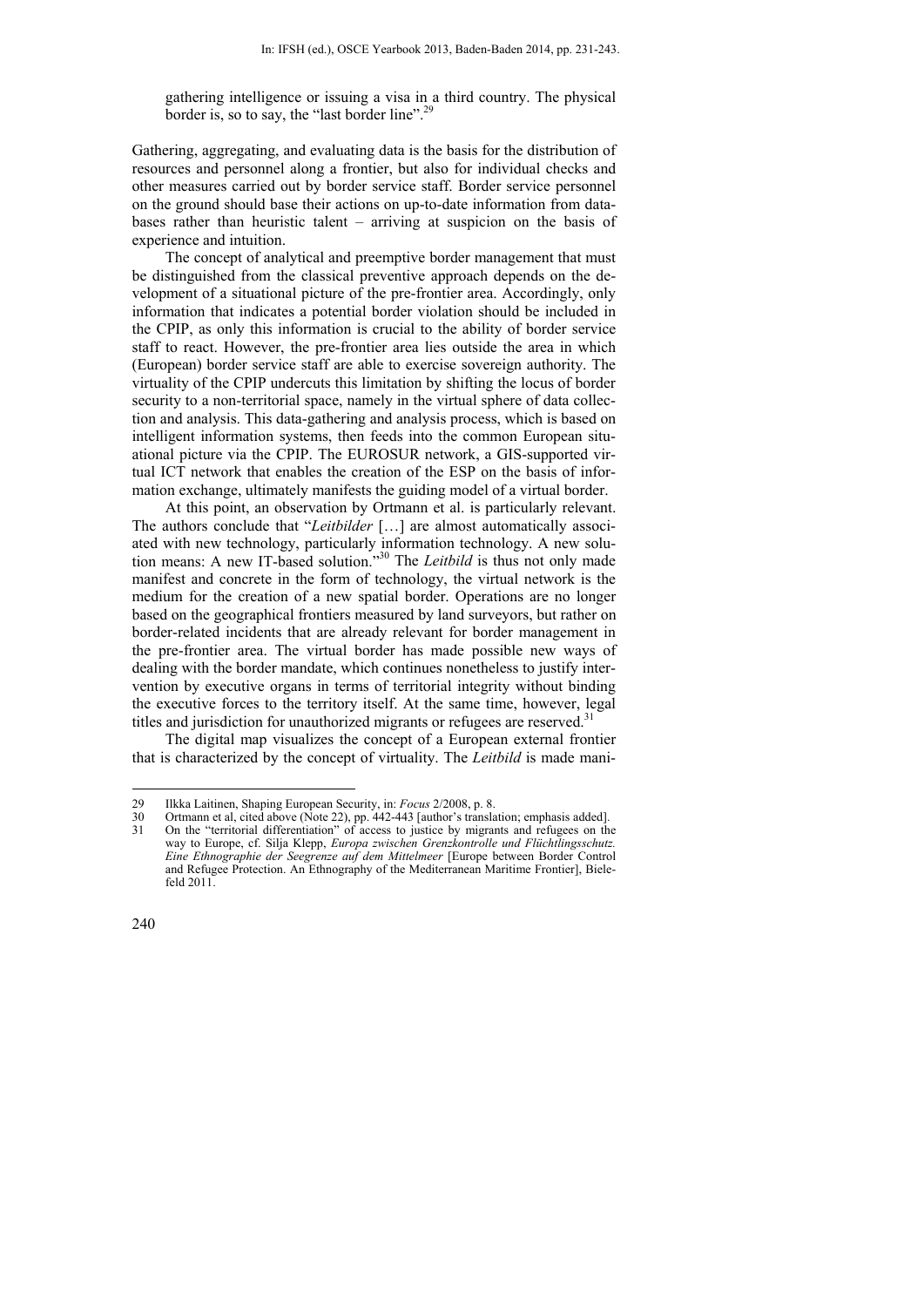gathering intelligence or issuing a visa in a third country. The physical border is, so to say, the "last border line".[29]

Gathering, aggregating, and evaluating data is the basis for the distribution of resources and personnel along a frontier, but also for individual checks and other measures carried out by border service staff. Border service personnel on the ground should base their actions on up-to-date information from databases rather than heuristic talent – arriving at suspicion on the basis of experience and intuition.

The concept of analytical and preemptive border management that must be distinguished from the classical preventive approach depends on the development of a situational picture of the pre-frontier area. Accordingly, only information that indicates a potential border violation should be included in the CPIP, as only this information is crucial to the ability of border service staff to react. However, the pre-frontier area lies outside the area in which (European) border service staff are able to exercise sovereign authority. The virtuality of the CPIP undercuts this limitation by shifting the locus of border security to a non-territorial space, namely in the virtual sphere of data collection and analysis. This data-gathering and analysis process, which is based on intelligent information systems, then feeds into the common European situational picture via the CPIP. The EUROSUR network, a GIS-supported virtual ICT network that enables the creation of the ESP on the basis of information exchange, ultimately manifests the guiding model of a virtual border.

At this point, an observation by Ortmann et al. is particularly relevant. The authors conclude that "*Leitbilder* […] are almost automatically associated with new technology, particularly information technology. A new solution means: A new IT-based solution."[30] The *Leitbild* is thus not only made manifest and concrete in the form of technology, the virtual network is the medium for the creation of a new spatial border. Operations are no longer based on the geographical frontiers measured by land surveyors, but rather on border-related incidents that are already relevant for border management in the pre-frontier area. The virtual border has made possible new ways of dealing with the border mandate, which continues nonetheless to justify intervention by executive organs in terms of territorial integrity without binding the executive forces to the territory itself. At the same time, however, legal titles and jurisdiction for unauthorized migrants or refugees are reserved.[31]

The digital map visualizes the concept of a European external frontier that is characterized by the concept of virtuality. The *Leitbild* is made mani-

---

29 Ilkka Laitinen, Shaping European Security, in: *Focus* 2/2008, p. 8.

30 Ortmann et al, cited above (Note 22), pp. 442-443 [author's translation; emphasis added].

31 On the "territorial differentiation" of access to justice by migrants and refugees on the way to Europe, cf. Silja Klepp, *Europa zwischen Grenzkontrolle und Flüchtlingsschutz. Eine Ethnographie der Seegrenze auf dem Mittelmeer* [Europe between Border Control and Refugee Protection. An Ethnography of the Mediterranean Maritime Frontier], Bielefeld 2011.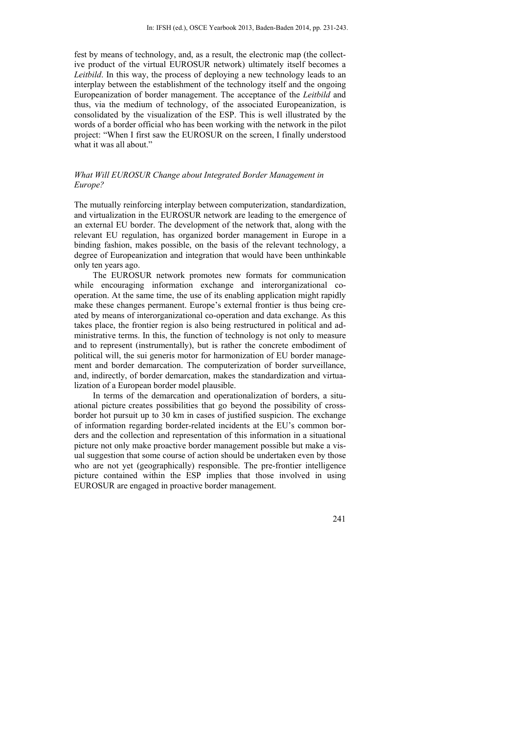fest by means of technology, and, as a result, the electronic map (the collective product of the virtual EUROSUR network) ultimately itself becomes a *Leitbild*. In this way, the process of deploying a new technology leads to an interplay between the establishment of the technology itself and the ongoing Europeanization of border management. The acceptance of the *Leitbild* and thus, via the medium of technology, of the associated Europeanization, is consolidated by the visualization of the ESP. This is well illustrated by the words of a border official who has been working with the network in the pilot project: "When I first saw the EUROSUR on the screen, I finally understood what it was all about."

### *What Will EUROSUR Change about Integrated Border Management in Europe?*

The mutually reinforcing interplay between computerization, standardization, and virtualization in the EUROSUR network are leading to the emergence of an external EU border. The development of the network that, along with the relevant EU regulation, has organized border management in Europe in a binding fashion, makes possible, on the basis of the relevant technology, a degree of Europeanization and integration that would have been unthinkable only ten years ago.

The EUROSUR network promotes new formats for communication while encouraging information exchange and interorganizational co-operation. At the same time, the use of its enabling application might rapidly make these changes permanent. Europe's external frontier is thus being created by means of interorganizational co-operation and data exchange. As this takes place, the frontier region is also being restructured in political and administrative terms. In this, the function of technology is not only to measure and to represent (instrumentally), but is rather the concrete embodiment of political will, the sui generis motor for harmonization of EU border management and border demarcation. The computerization of border surveillance, and, indirectly, of border demarcation, makes the standardization and virtualization of a European border model plausible.

In terms of the demarcation and operationalization of borders, a situational picture creates possibilities that go beyond the possibility of cross-border hot pursuit up to 30 km in cases of justified suspicion. The exchange of information regarding border-related incidents at the EU's common borders and the collection and representation of this information in a situational picture not only make proactive border management possible but make a visual suggestion that some course of action should be undertaken even by those who are not yet (geographically) responsible. The pre-frontier intelligence picture contained within the ESP implies that those involved in using EUROSUR are engaged in proactive border management.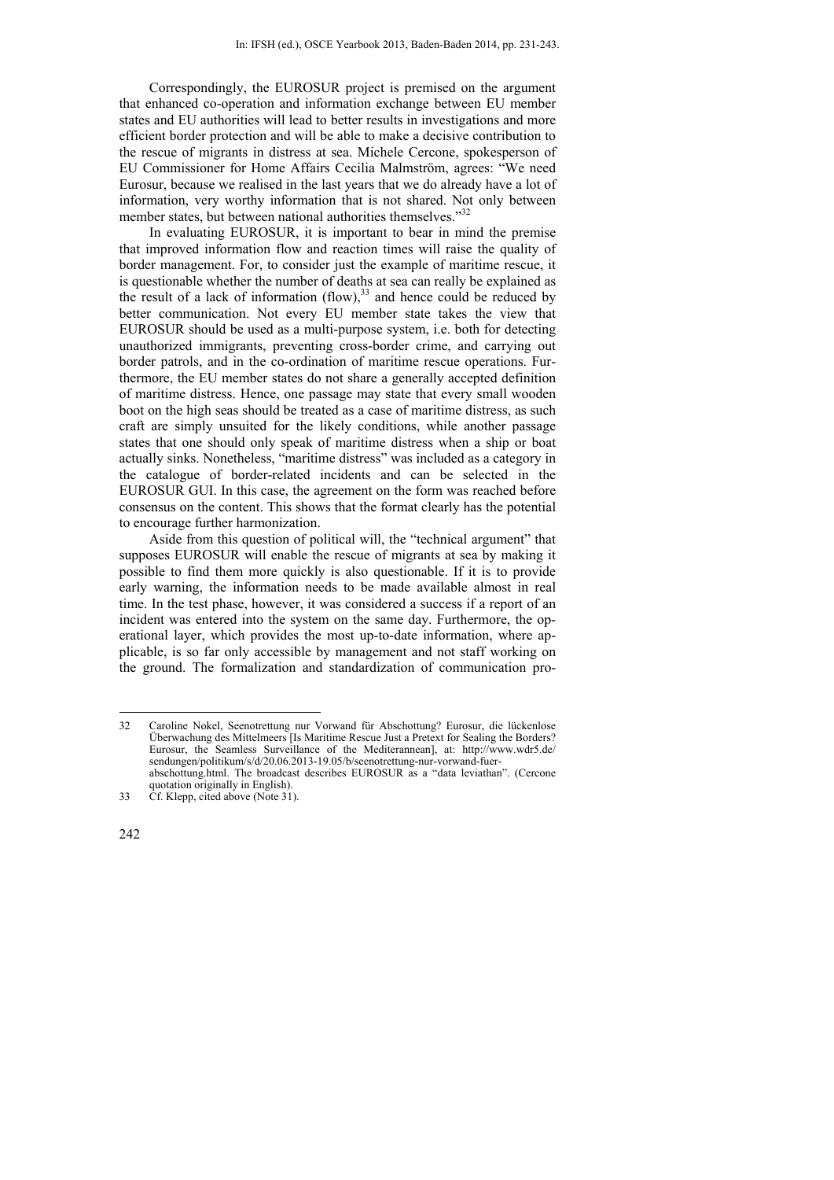Correspondingly, the EUROSUR project is premised on the argument that enhanced co-operation and information exchange between EU member states and EU authorities will lead to better results in investigations and more efficient border protection and will be able to make a decisive contribution to the rescue of migrants in distress at sea. Michele Cercone, spokesperson of EU Commissioner for Home Affairs Cecilia Malmström, agrees: "We need Eurosur, because we realised in the last years that we do already have a lot of information, very worthy information that is not shared. Not only between member states, but between national authorities themselves."[32]

In evaluating EUROSUR, it is important to bear in mind the premise that improved information flow and reaction times will raise the quality of border management. For, to consider just the example of maritime rescue, it is questionable whether the number of deaths at sea can really be explained as the result of a lack of information (flow),[33] and hence could be reduced by better communication. Not every EU member state takes the view that EUROSUR should be used as a multi-purpose system, i.e. both for detecting unauthorized immigrants, preventing cross-border crime, and carrying out border patrols, and in the co-ordination of maritime rescue operations. Furthermore, the EU member states do not share a generally accepted definition of maritime distress. Hence, one passage may state that every small wooden boot on the high seas should be treated as a case of maritime distress, as such craft are simply unsuited for the likely conditions, while another passage states that one should only speak of maritime distress when a ship or boat actually sinks. Nonetheless, "maritime distress" was included as a category in the catalogue of border-related incidents and can be selected in the EUROSUR GUI. In this case, the agreement on the form was reached before consensus on the content. This shows that the format clearly has the potential to encourage further harmonization.

Aside from this question of political will, the "technical argument" that supposes EUROSUR will enable the rescue of migrants at sea by making it possible to find them more quickly is also questionable. If it is to provide early warning, the information needs to be made available almost in real time. In the test phase, however, it was considered a success if a report of an incident was entered into the system on the same day. Furthermore, the operational layer, which provides the most up-to-date information, where applicable, is so far only accessible by management and not staff working on the ground. The formalization and standardization of communication pro-

---

32 Caroline Nokel, Seenotrettung nur Vorwand für Abschottung? Eurosur, die lückenlose Überwachung des Mittelmeers [Is Maritime Rescue Just a Pretext for Sealing the Borders? Eurosur, the Seamless Surveillance of the Mediterannean], at: http://www.wdr5.de/sendungen/politikum/s/d/20.06.2013-19.05/b/seenotrettung-nur-vorwand-fuer-abschottung.html. The broadcast describes EUROSUR as a "data leviathan". (Cercone quotation originally in English).

33 Cf. Klepp, cited above (Note 31).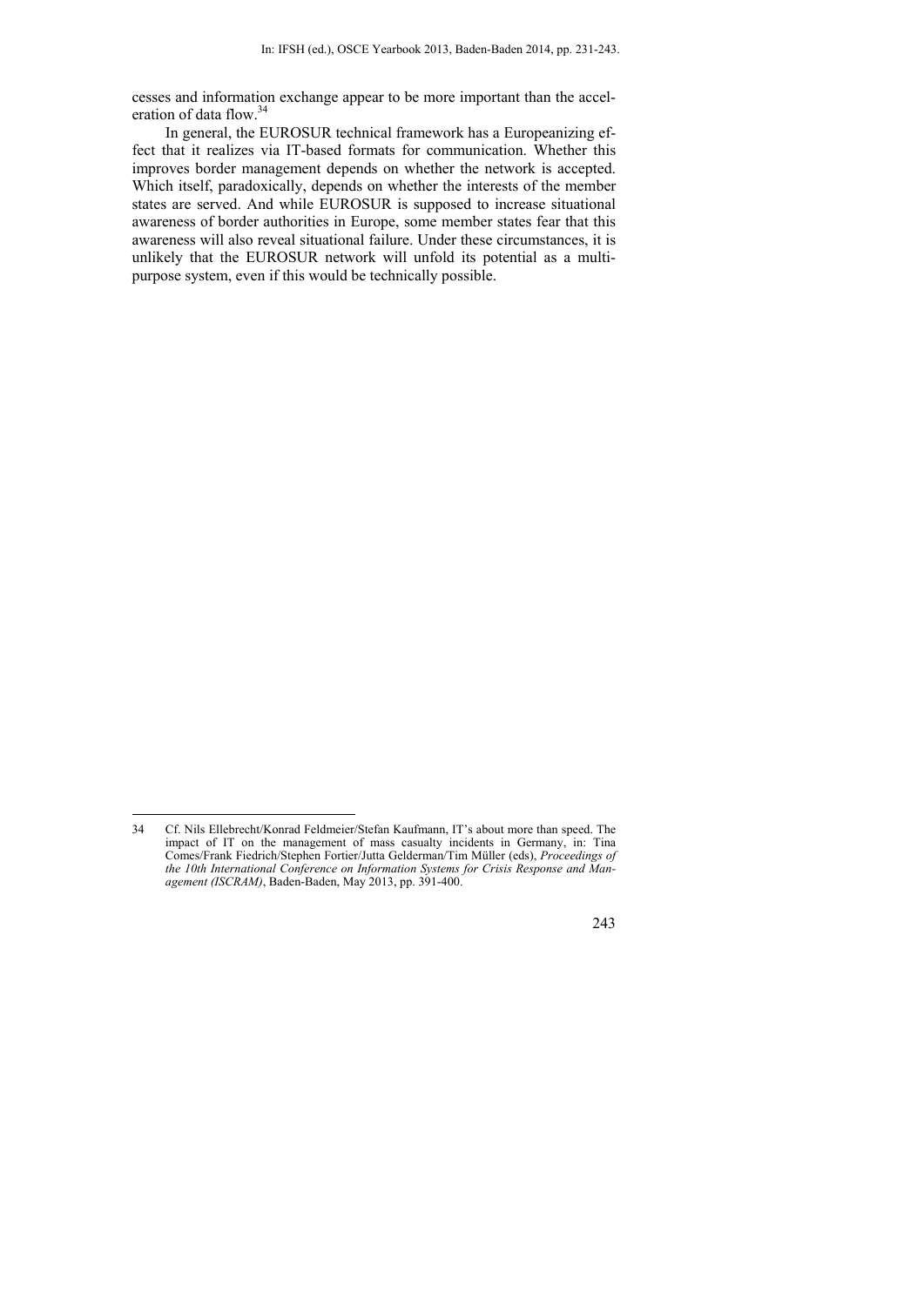cesses and information exchange appear to be more important than the acceleration of data flow.[34]

In general, the EUROSUR technical framework has a Europeanizing effect that it realizes via IT-based formats for communication. Whether this improves border management depends on whether the network is accepted. Which itself, paradoxically, depends on whether the interests of the member states are served. And while EUROSUR is supposed to increase situational awareness of border authorities in Europe, some member states fear that this awareness will also reveal situational failure. Under these circumstances, it is unlikely that the EUROSUR network will unfold its potential as a multi-purpose system, even if this would be technically possible.

---

34 Cf. Nils Ellebrecht/Konrad Feldmeier/Stefan Kaufmann, IT's about more than speed. The impact of IT on the management of mass casualty incidents in Germany, in: Tina Comes/Frank Fiedrich/Stephen Fortier/Jutta Gelderman/Tim Müller (eds), *Proceedings of the 10th International Conference on Information Systems for Crisis Response and Management (ISCRAM)*, Baden-Baden, May 2013, pp. 391-400.